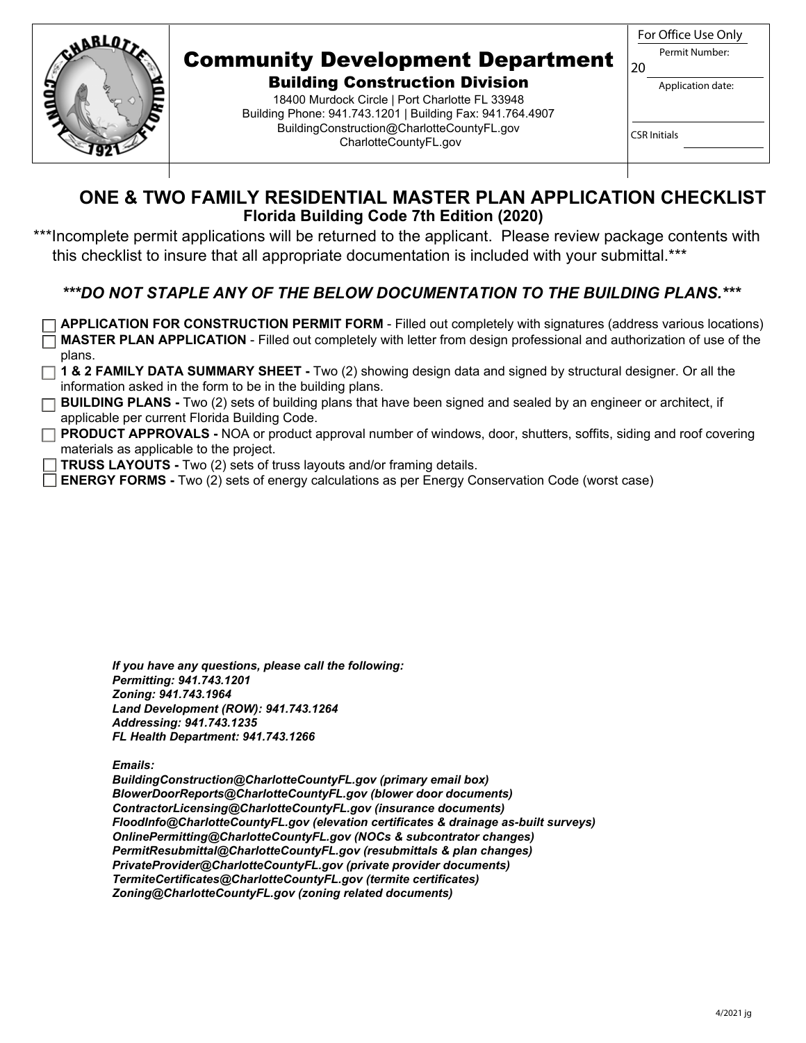# Community Development Department

### Building Construction Division

18400 Murdock Circle | Port Charlotte FL 33948
Building Phone: 941.743.1201 | Building Fax: 941.764.4907
BuildingConstruction@CharlotteCountyFL.gov
CharlotteCountyFL.gov

| For Office Use Only |
| --- |
| Permit Number: 20 |
| Application date: |
| CSR Initials |

## ONE & TWO FAMILY RESIDENTIAL MASTER PLAN APPLICATION CHECKLIST

### Florida Building Code 7th Edition (2020)

***Incomplete permit applications will be returned to the applicant. Please review package contents with this checklist to insure that all appropriate documentation is included with your submittal.***

***\*\*\*DO NOT STAPLE ANY OF THE BELOW DOCUMENTATION TO THE BUILDING PLANS.\*\*\****

- ☐ **APPLICATION FOR CONSTRUCTION PERMIT FORM** - Filled out completely with signatures (address various locations)
- ☐ **MASTER PLAN APPLICATION** - Filled out completely with letter from design professional and authorization of use of the plans.
- ☐ **1 & 2 FAMILY DATA SUMMARY SHEET -** Two (2) showing design data and signed by structural designer. Or all the information asked in the form to be in the building plans.
- ☐ **BUILDING PLANS -** Two (2) sets of building plans that have been signed and sealed by an engineer or architect, if applicable per current Florida Building Code.
- ☐ **PRODUCT APPROVALS -** NOA or product approval number of windows, door, shutters, soffits, siding and roof covering materials as applicable to the project.
- ☐ **TRUSS LAYOUTS -** Two (2) sets of truss layouts and/or framing details.
- ☐ **ENERGY FORMS -** Two (2) sets of energy calculations as per Energy Conservation Code (worst case)

***If you have any questions, please call the following:***
***Permitting: 941.743.1201***
***Zoning: 941.743.1964***
***Land Development (ROW): 941.743.1264***
***Addressing: 941.743.1235***
***FL Health Department: 941.743.1266***

***Emails:***
***BuildingConstruction@CharlotteCountyFL.gov (primary email box)***
***BlowerDoorReports@CharlotteCountyFL.gov (blower door documents)***
***ContractorLicensing@CharlotteCountyFL.gov (insurance documents)***
***FloodInfo@CharlotteCountyFL.gov (elevation certificates & drainage as-built surveys)***
***OnlinePermitting@CharlotteCountyFL.gov (NOCs & subcontrator changes)***
***PermitResubmittal@CharlotteCountyFL.gov (resubmittals & plan changes)***
***PrivateProvider@CharlotteCountyFL.gov (private provider documents)***
***TermiteCertificates@CharlotteCountyFL.gov (termite certificates)***
***Zoning@CharlotteCountyFL.gov (zoning related documents)***

4/2021 jg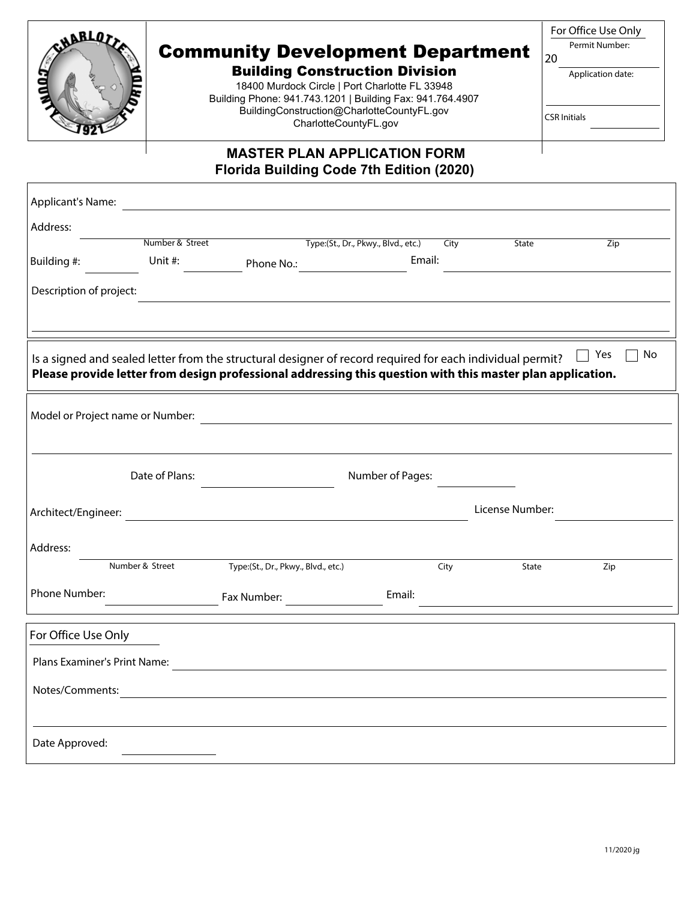# Community Development Department

## Building Construction Division

18400 Murdock Circle | Port Charlotte FL 33948
Building Phone: 941.743.1201 | Building Fax: 941.764.4907
BuildingConstruction@CharlotteCountyFL.gov
CharlotteCountyFL.gov

For Office Use Only
Permit Number: 20 ______
Application date: ______
CSR Initials ______

## MASTER PLAN APPLICATION FORM
## Florida Building Code 7th Edition (2020)

Applicant's Name: ______

Address: ______
Number & Street | Type:(St., Dr., Pkwy., Blvd., etc.) | City | State | Zip

Building #: ______ Unit #: ______ Phone No.: ______ Email: ______

Description of project: ______

Is a signed and sealed letter from the structural designer of record required for each individual permit? ☐ Yes ☐ No
**Please provide letter from design professional addressing this question with this master plan application.**

Model or Project name or Number: ______

Date of Plans: ______ Number of Pages: ______

Architect/Engineer: ______ License Number: ______

Address: ______
Number & Street | Type:(St., Dr., Pkwy., Blvd., etc.) | City | State | Zip

Phone Number: ______ Fax Number: ______ Email: ______

For Office Use Only

Plans Examiner's Print Name: ______

Notes/Comments: ______

Date Approved: ______

11/2020 jg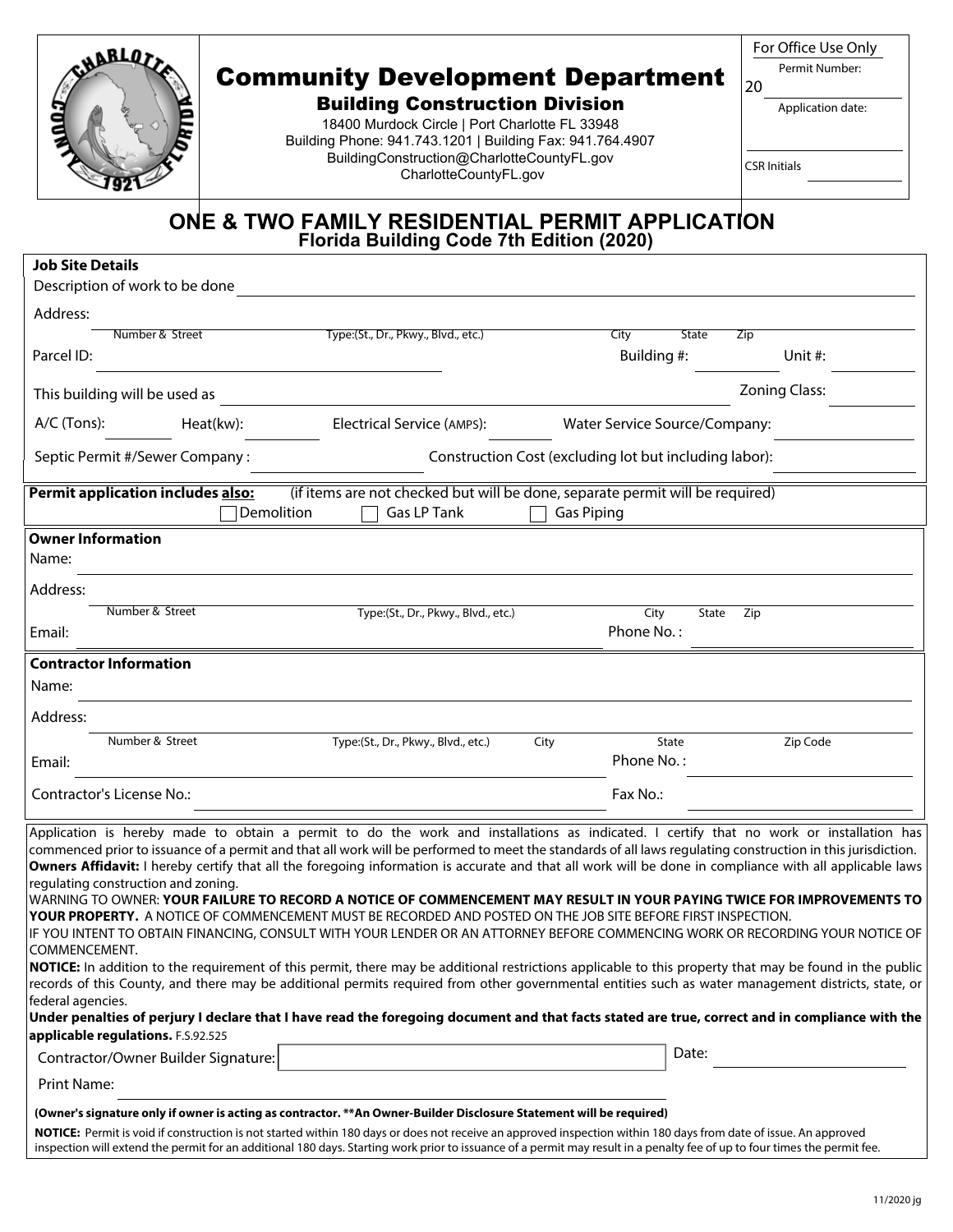# Community Development Department

## Building Construction Division

18400 Murdock Circle | Port Charlotte FL 33948
Building Phone: 941.743.1201 | Building Fax: 941.764.4907
BuildingConstruction@CharlotteCountyFL.gov
CharlotteCountyFL.gov

**For Office Use Only**
Permit Number: 20 ______
Application date: ______
CSR Initials ______

# ONE & TWO FAMILY RESIDENTIAL PERMIT APPLICATION

## Florida Building Code 7th Edition (2020)

**Job Site Details**

Description of work to be done ______

Address: ______
Number & Street | Type:(St., Dr., Pkwy., Blvd., etc.) | City | State | Zip

Parcel ID: ______ Building #: ______ Unit #: ______

This building will be used as ______ Zoning Class: ______

A/C (Tons): ______ Heat(kw): ______ Electrical Service (AMPS): ______ Water Service Source/Company: ______

Septic Permit #/Sewer Company : ______ Construction Cost (excluding lot but including labor): ______

**Permit application includes also:** (if items are not checked but will be done, separate permit will be required)

☐ Demolition ☐ Gas LP Tank ☐ Gas Piping

**Owner Information**

Name: ______

Address: ______
Number & Street | Type:(St., Dr., Pkwy., Blvd., etc.) | City | State | Zip

Email: ______ Phone No. : ______

**Contractor Information**

Name: ______

Address: ______
Number & Street | Type:(St., Dr., Pkwy., Blvd., etc.) | City | State | Zip Code

Email: ______ Phone No. : ______

Contractor's License No.: ______ Fax No.: ______

Application is hereby made to obtain a permit to do the work and installations as indicated. I certify that no work or installation has commenced prior to issuance of a permit and that all work will be performed to meet the standards of all laws regulating construction in this jurisdiction.
**Owners Affidavit:** I hereby certify that all the foregoing information is accurate and that all work will be done in compliance with all applicable laws regulating construction and zoning.
WARNING TO OWNER: **YOUR FAILURE TO RECORD A NOTICE OF COMMENCEMENT MAY RESULT IN YOUR PAYING TWICE FOR IMPROVEMENTS TO YOUR PROPERTY.** A NOTICE OF COMMENCEMENT MUST BE RECORDED AND POSTED ON THE JOB SITE BEFORE FIRST INSPECTION.
IF YOU INTENT TO OBTAIN FINANCING, CONSULT WITH YOUR LENDER OR AN ATTORNEY BEFORE COMMENCING WORK OR RECORDING YOUR NOTICE OF COMMENCEMENT.
**NOTICE:** In addition to the requirement of this permit, there may be additional restrictions applicable to this property that may be found in the public records of this County, and there may be additional permits required from other governmental entities such as water management districts, state, or federal agencies.
**Under penalties of perjury I declare that I have read the foregoing document and that facts stated are true, correct and in compliance with the applicable regulations.** F.S.92.525

Contractor/Owner Builder Signature: ______ Date: ______

Print Name: ______

**(Owner's signature only if owner is acting as contractor. **An Owner-Builder Disclosure Statement will be required)**

**NOTICE:** Permit is void if construction is not started within 180 days or does not receive an approved inspection within 180 days from date of issue. An approved inspection will extend the permit for an additional 180 days. Starting work prior to issuance of a permit may result in a penalty fee of up to four times the permit fee.

11/2020 jg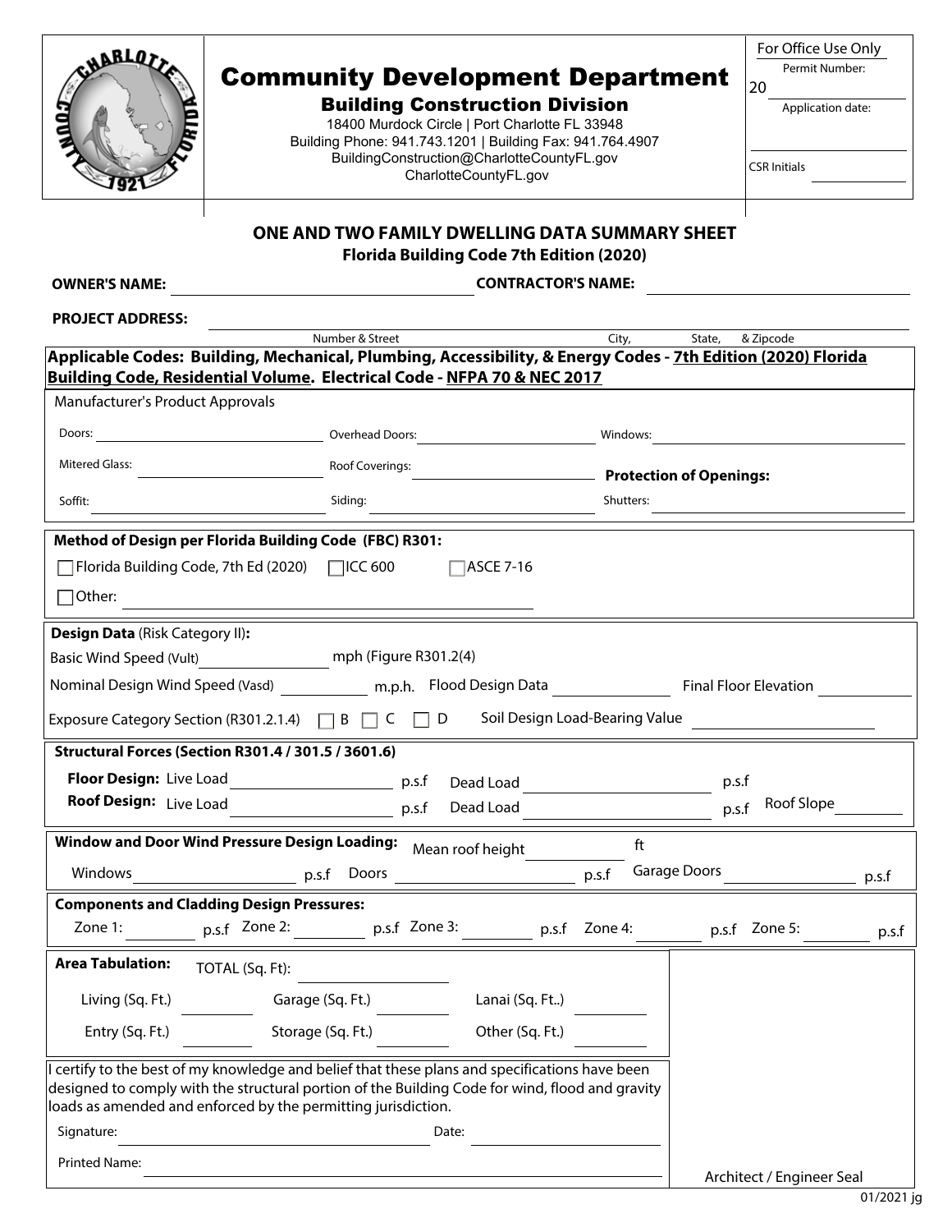# Community Development Department

## Building Construction Division

18400 Murdock Circle | Port Charlotte FL 33948
Building Phone: 941.743.1201 | Building Fax: 941.764.4907
BuildingConstruction@CharlotteCountyFL.gov
CharlotteCountyFL.gov

For Office Use Only
Permit Number: 20
Application date:
CSR Initials

## ONE AND TWO FAMILY DWELLING DATA SUMMARY SHEET

**Florida Building Code 7th Edition (2020)**

**OWNER'S NAME:** ______________________ **CONTRACTOR'S NAME:** ______________________

**PROJECT ADDRESS:** ______________________
Number & Street City, State, & Zipcode

**Applicable Codes: Building, Mechanical, Plumbing, Accessibility, & Energy Codes - 7th Edition (2020) Florida Building Code, Residential Volume. Electrical Code - NFPA 70 & NEC 2017**

Manufacturer's Product Approvals

Doors: __________ Overhead Doors: __________ Windows: __________

Mitered Glass: __________ Roof Coverings: __________ **Protection of Openings:**

Soffit: __________ Siding: __________ Shutters: __________

**Method of Design per Florida Building Code (FBC) R301:**

☐ Florida Building Code, 7th Ed (2020) ☐ ICC 600 ☐ ASCE 7-16

☐ Other: __________

**Design Data** (Risk Category II)**:**

Basic Wind Speed (Vult) __________ mph (Figure R301.2(4)

Nominal Design Wind Speed (Vasd) __________ m.p.h. Flood Design Data __________ Final Floor Elevation __________

Exposure Category Section (R301.2.1.4) ☐ B ☐ C ☐ D Soil Design Load-Bearing Value __________

**Structural Forces (Section R301.4 / 301.5 / 3601.6)**

**Floor Design:** Live Load __________ p.s.f Dead Load __________ p.s.f

**Roof Design:** Live Load __________ p.s.f Dead Load __________ p.s.f Roof Slope __________

**Window and Door Wind Pressure Design Loading:** Mean roof height __________ ft

Windows __________ p.s.f Doors __________ p.s.f Garage Doors __________ p.s.f

**Components and Cladding Design Pressures:**

Zone 1: ______ p.s.f Zone 2: ______ p.s.f Zone 3: ______ p.s.f Zone 4: ______ p.s.f Zone 5: ______ p.s.f

**Area Tabulation:** TOTAL (Sq. Ft): __________

Living (Sq. Ft.) ______ Garage (Sq. Ft.) ______ Lanai (Sq. Ft..) ______

Entry (Sq. Ft.) ______ Storage (Sq. Ft.) ______ Other (Sq. Ft.) ______

I certify to the best of my knowledge and belief that these plans and specifications have been designed to comply with the structural portion of the Building Code for wind, flood and gravity loads as amended and enforced by the permitting jurisdiction.

Signature: __________ Date: __________

Printed Name: __________

Architect / Engineer Seal

01/2021 jg